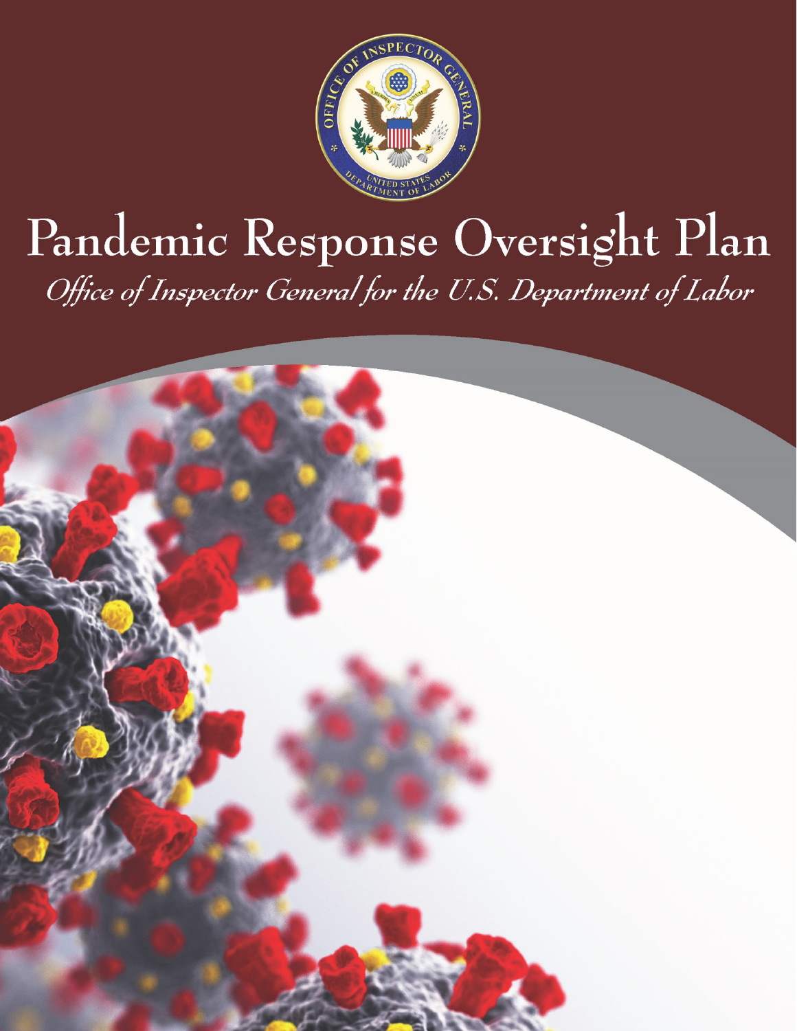# Pandemic Response Oversight Plan

*Office of Inspector General for the U.S. Department of Labor*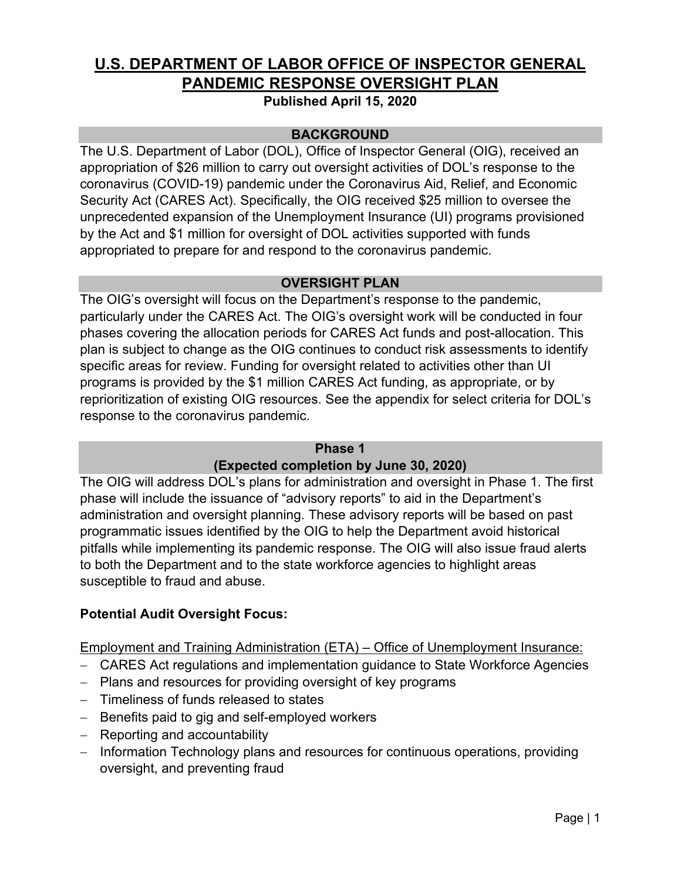# U.S. DEPARTMENT OF LABOR OFFICE OF INSPECTOR GENERAL PANDEMIC RESPONSE OVERSIGHT PLAN

**Published April 15, 2020**

## BACKGROUND

The U.S. Department of Labor (DOL), Office of Inspector General (OIG), received an appropriation of $26 million to carry out oversight activities of DOL's response to the coronavirus (COVID-19) pandemic under the Coronavirus Aid, Relief, and Economic Security Act (CARES Act). Specifically, the OIG received $25 million to oversee the unprecedented expansion of the Unemployment Insurance (UI) programs provisioned by the Act and $1 million for oversight of DOL activities supported with funds appropriated to prepare for and respond to the coronavirus pandemic.

## OVERSIGHT PLAN

The OIG's oversight will focus on the Department's response to the pandemic, particularly under the CARES Act. The OIG's oversight work will be conducted in four phases covering the allocation periods for CARES Act funds and post-allocation. This plan is subject to change as the OIG continues to conduct risk assessments to identify specific areas for review. Funding for oversight related to activities other than UI programs is provided by the $1 million CARES Act funding, as appropriate, or by reprioritization of existing OIG resources. See the appendix for select criteria for DOL's response to the coronavirus pandemic.

### Phase 1
### (Expected completion by June 30, 2020)

The OIG will address DOL's plans for administration and oversight in Phase 1. The first phase will include the issuance of "advisory reports" to aid in the Department's administration and oversight planning. These advisory reports will be based on past programmatic issues identified by the OIG to help the Department avoid historical pitfalls while implementing its pandemic response. The OIG will also issue fraud alerts to both the Department and to the state workforce agencies to highlight areas susceptible to fraud and abuse.

**Potential Audit Oversight Focus:**

Employment and Training Administration (ETA) – Office of Unemployment Insurance:

- CARES Act regulations and implementation guidance to State Workforce Agencies
- Plans and resources for providing oversight of key programs
- Timeliness of funds released to states
- Benefits paid to gig and self-employed workers
- Reporting and accountability
- Information Technology plans and resources for continuous operations, providing oversight, and preventing fraud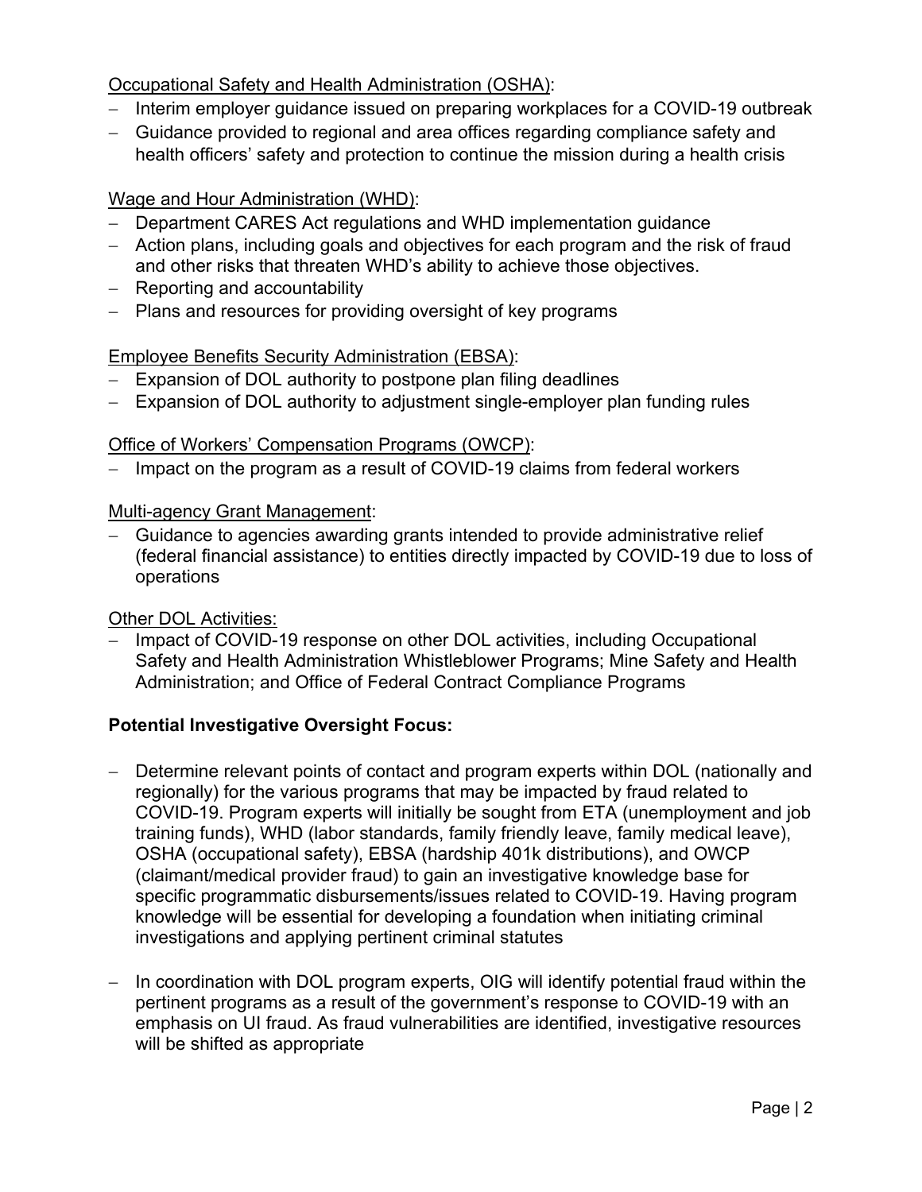<u>Occupational Safety and Health Administration (OSHA)</u>:

- Interim employer guidance issued on preparing workplaces for a COVID-19 outbreak
- Guidance provided to regional and area offices regarding compliance safety and health officers' safety and protection to continue the mission during a health crisis

<u>Wage and Hour Administration (WHD)</u>:

- Department CARES Act regulations and WHD implementation guidance
- Action plans, including goals and objectives for each program and the risk of fraud and other risks that threaten WHD's ability to achieve those objectives.
- Reporting and accountability
- Plans and resources for providing oversight of key programs

<u>Employee Benefits Security Administration (EBSA)</u>:

- Expansion of DOL authority to postpone plan filing deadlines
- Expansion of DOL authority to adjustment single-employer plan funding rules

<u>Office of Workers' Compensation Programs (OWCP)</u>:

- Impact on the program as a result of COVID-19 claims from federal workers

<u>Multi-agency Grant Management</u>:

- Guidance to agencies awarding grants intended to provide administrative relief (federal financial assistance) to entities directly impacted by COVID-19 due to loss of operations

<u>Other DOL Activities:</u>

- Impact of COVID-19 response on other DOL activities, including Occupational Safety and Health Administration Whistleblower Programs; Mine Safety and Health Administration; and Office of Federal Contract Compliance Programs

**Potential Investigative Oversight Focus:**

- Determine relevant points of contact and program experts within DOL (nationally and regionally) for the various programs that may be impacted by fraud related to COVID-19. Program experts will initially be sought from ETA (unemployment and job training funds), WHD (labor standards, family friendly leave, family medical leave), OSHA (occupational safety), EBSA (hardship 401k distributions), and OWCP (claimant/medical provider fraud) to gain an investigative knowledge base for specific programmatic disbursements/issues related to COVID-19. Having program knowledge will be essential for developing a foundation when initiating criminal investigations and applying pertinent criminal statutes

- In coordination with DOL program experts, OIG will identify potential fraud within the pertinent programs as a result of the government's response to COVID-19 with an emphasis on UI fraud. As fraud vulnerabilities are identified, investigative resources will be shifted as appropriate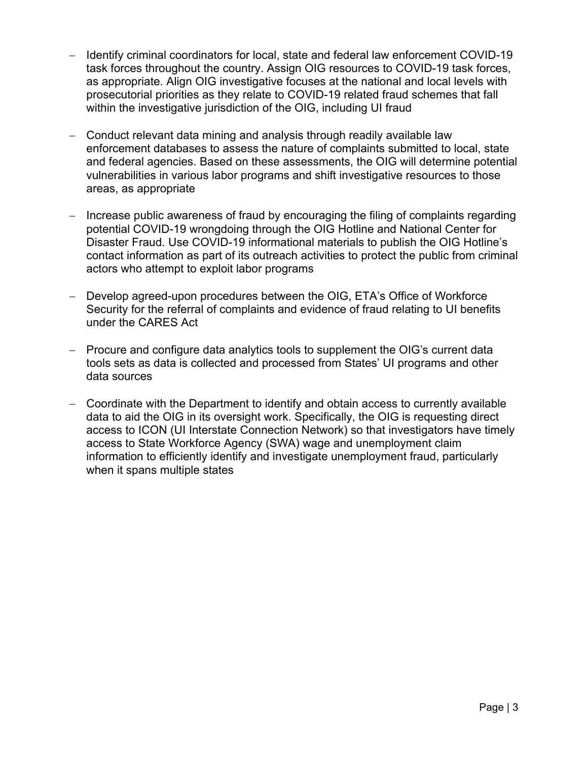- Identify criminal coordinators for local, state and federal law enforcement COVID-19 task forces throughout the country. Assign OIG resources to COVID-19 task forces, as appropriate. Align OIG investigative focuses at the national and local levels with prosecutorial priorities as they relate to COVID-19 related fraud schemes that fall within the investigative jurisdiction of the OIG, including UI fraud

- Conduct relevant data mining and analysis through readily available law enforcement databases to assess the nature of complaints submitted to local, state and federal agencies. Based on these assessments, the OIG will determine potential vulnerabilities in various labor programs and shift investigative resources to those areas, as appropriate

- Increase public awareness of fraud by encouraging the filing of complaints regarding potential COVID-19 wrongdoing through the OIG Hotline and National Center for Disaster Fraud. Use COVID-19 informational materials to publish the OIG Hotline's contact information as part of its outreach activities to protect the public from criminal actors who attempt to exploit labor programs

- Develop agreed-upon procedures between the OIG, ETA's Office of Workforce Security for the referral of complaints and evidence of fraud relating to UI benefits under the CARES Act

- Procure and configure data analytics tools to supplement the OIG's current data tools sets as data is collected and processed from States' UI programs and other data sources

- Coordinate with the Department to identify and obtain access to currently available data to aid the OIG in its oversight work. Specifically, the OIG is requesting direct access to ICON (UI Interstate Connection Network) so that investigators have timely access to State Workforce Agency (SWA) wage and unemployment claim information to efficiently identify and investigate unemployment fraud, particularly when it spans multiple states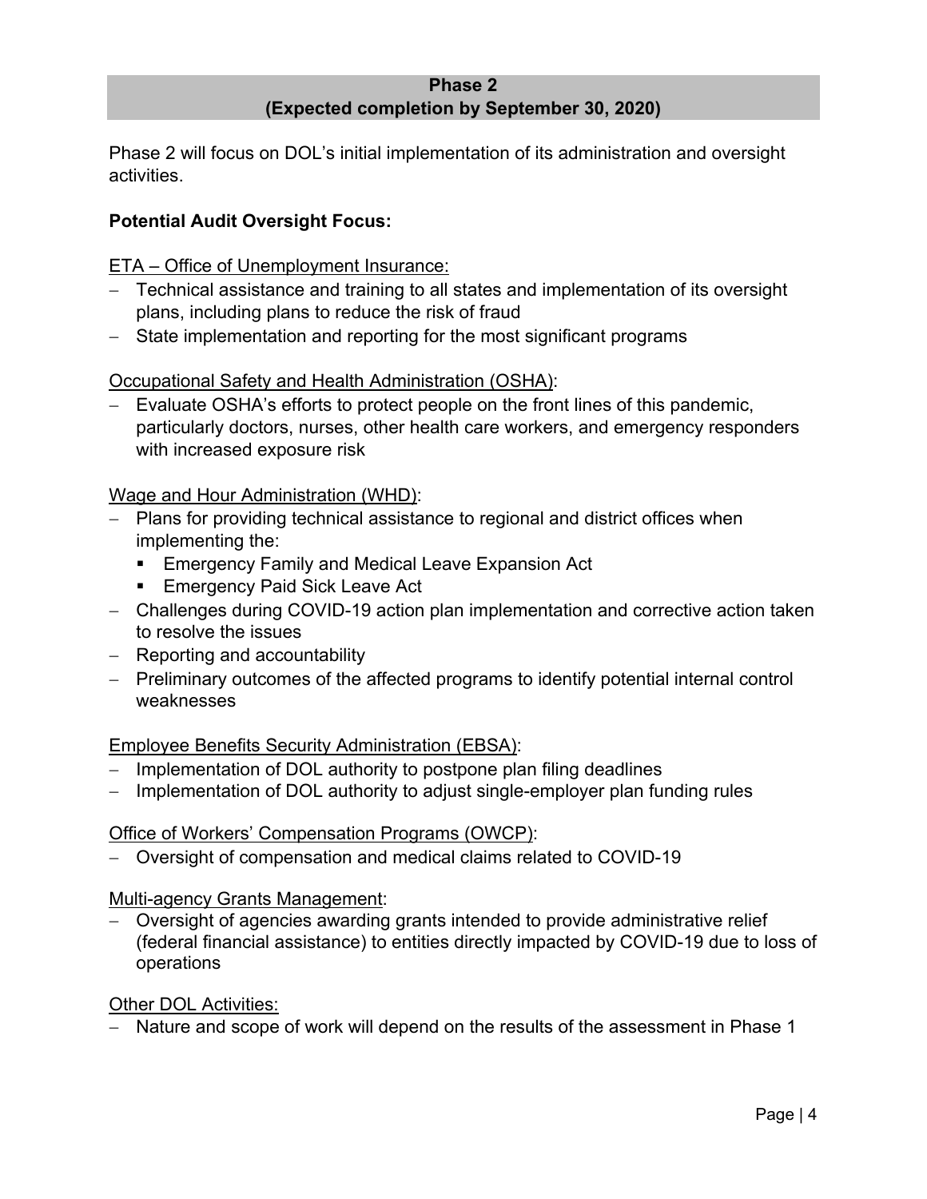## Phase 2
## (Expected completion by September 30, 2020)

Phase 2 will focus on DOL's initial implementation of its administration and oversight activities.

**Potential Audit Oversight Focus:**

ETA – Office of Unemployment Insurance:

- Technical assistance and training to all states and implementation of its oversight plans, including plans to reduce the risk of fraud
- State implementation and reporting for the most significant programs

Occupational Safety and Health Administration (OSHA):

- Evaluate OSHA's efforts to protect people on the front lines of this pandemic, particularly doctors, nurses, other health care workers, and emergency responders with increased exposure risk

Wage and Hour Administration (WHD):

- Plans for providing technical assistance to regional and district offices when implementing the:
  - Emergency Family and Medical Leave Expansion Act
  - Emergency Paid Sick Leave Act
- Challenges during COVID-19 action plan implementation and corrective action taken to resolve the issues
- Reporting and accountability
- Preliminary outcomes of the affected programs to identify potential internal control weaknesses

Employee Benefits Security Administration (EBSA):

- Implementation of DOL authority to postpone plan filing deadlines
- Implementation of DOL authority to adjust single-employer plan funding rules

Office of Workers' Compensation Programs (OWCP):

- Oversight of compensation and medical claims related to COVID-19

Multi-agency Grants Management:

- Oversight of agencies awarding grants intended to provide administrative relief (federal financial assistance) to entities directly impacted by COVID-19 due to loss of operations

Other DOL Activities:

- Nature and scope of work will depend on the results of the assessment in Phase 1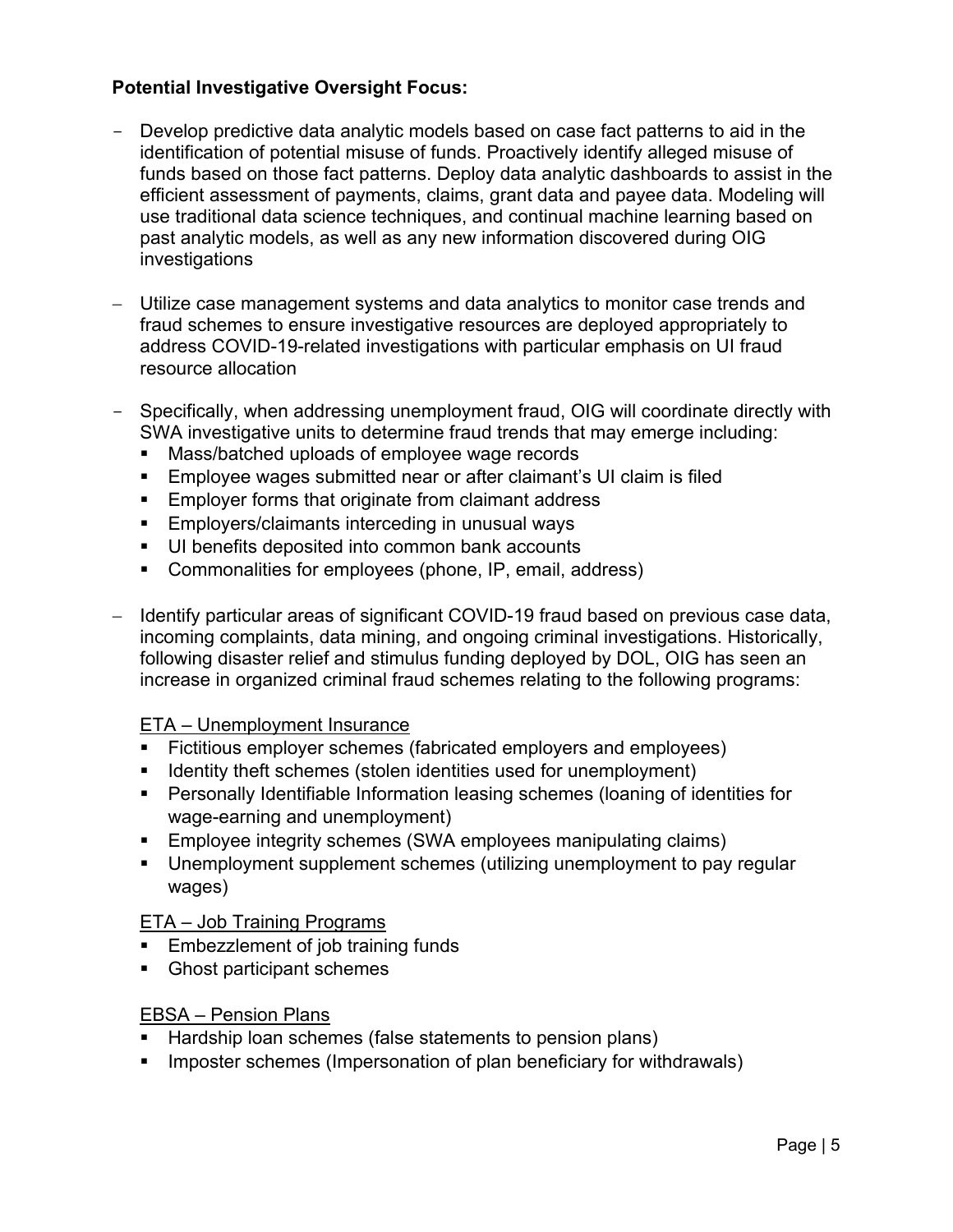**Potential Investigative Oversight Focus:**

- Develop predictive data analytic models based on case fact patterns to aid in the identification of potential misuse of funds. Proactively identify alleged misuse of funds based on those fact patterns. Deploy data analytic dashboards to assist in the efficient assessment of payments, claims, grant data and payee data. Modeling will use traditional data science techniques, and continual machine learning based on past analytic models, as well as any new information discovered during OIG investigations

- Utilize case management systems and data analytics to monitor case trends and fraud schemes to ensure investigative resources are deployed appropriately to address COVID-19-related investigations with particular emphasis on UI fraud resource allocation

- Specifically, when addressing unemployment fraud, OIG will coordinate directly with SWA investigative units to determine fraud trends that may emerge including:
  - Mass/batched uploads of employee wage records
  - Employee wages submitted near or after claimant's UI claim is filed
  - Employer forms that originate from claimant address
  - Employers/claimants interceding in unusual ways
  - UI benefits deposited into common bank accounts
  - Commonalities for employees (phone, IP, email, address)

- Identify particular areas of significant COVID-19 fraud based on previous case data, incoming complaints, data mining, and ongoing criminal investigations. Historically, following disaster relief and stimulus funding deployed by DOL, OIG has seen an increase in organized criminal fraud schemes relating to the following programs:

  <u>ETA – Unemployment Insurance</u>
  - Fictitious employer schemes (fabricated employers and employees)
  - Identity theft schemes (stolen identities used for unemployment)
  - Personally Identifiable Information leasing schemes (loaning of identities for wage-earning and unemployment)
  - Employee integrity schemes (SWA employees manipulating claims)
  - Unemployment supplement schemes (utilizing unemployment to pay regular wages)

  <u>ETA – Job Training Programs</u>
  - Embezzlement of job training funds
  - Ghost participant schemes

  <u>EBSA – Pension Plans</u>
  - Hardship loan schemes (false statements to pension plans)
  - Imposter schemes (Impersonation of plan beneficiary for withdrawals)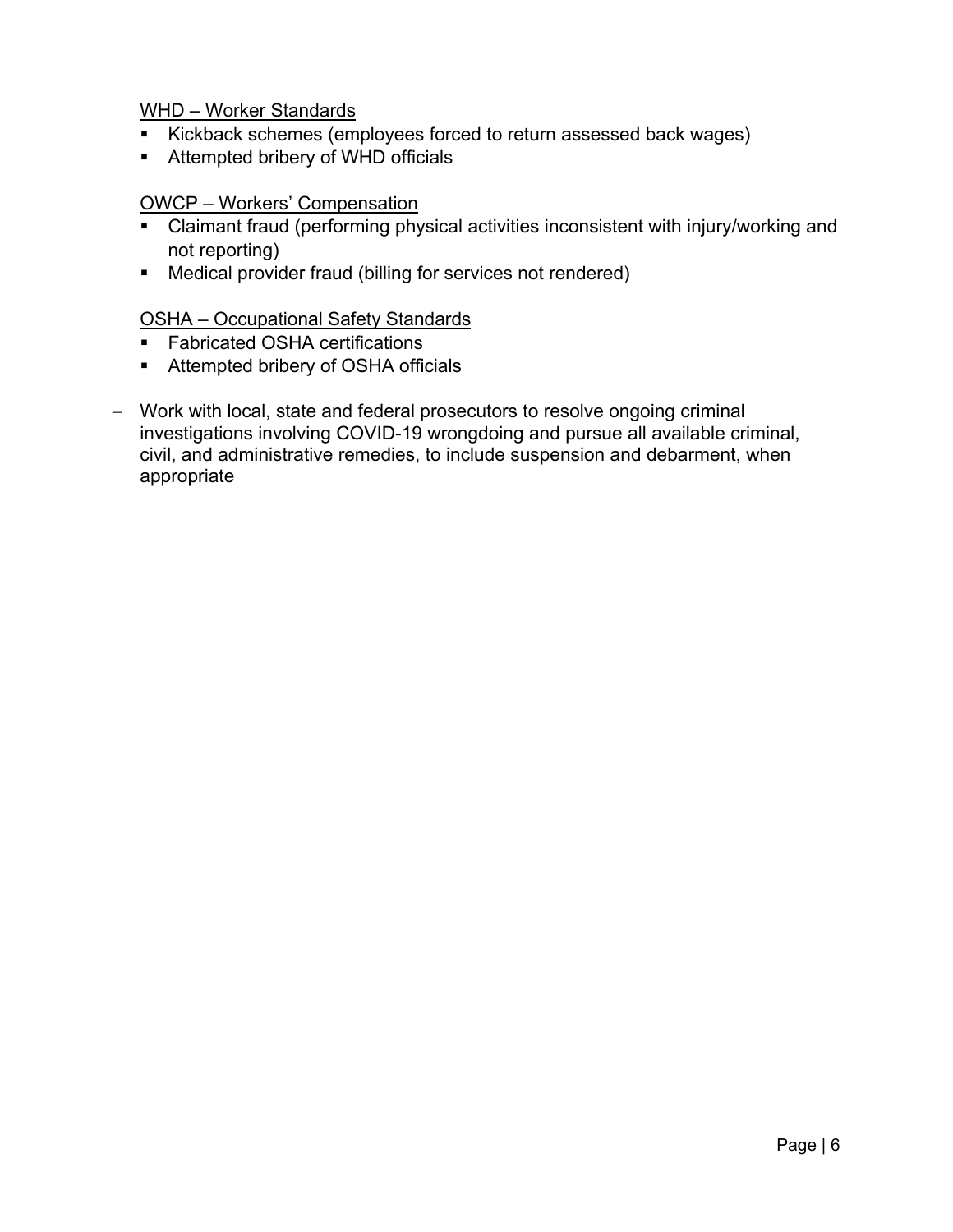<u>WHD – Worker Standards</u>

- Kickback schemes (employees forced to return assessed back wages)
- Attempted bribery of WHD officials

<u>OWCP – Workers' Compensation</u>

- Claimant fraud (performing physical activities inconsistent with injury/working and not reporting)
- Medical provider fraud (billing for services not rendered)

<u>OSHA – Occupational Safety Standards</u>

- Fabricated OSHA certifications
- Attempted bribery of OSHA officials

- Work with local, state and federal prosecutors to resolve ongoing criminal investigations involving COVID-19 wrongdoing and pursue all available criminal, civil, and administrative remedies, to include suspension and debarment, when appropriate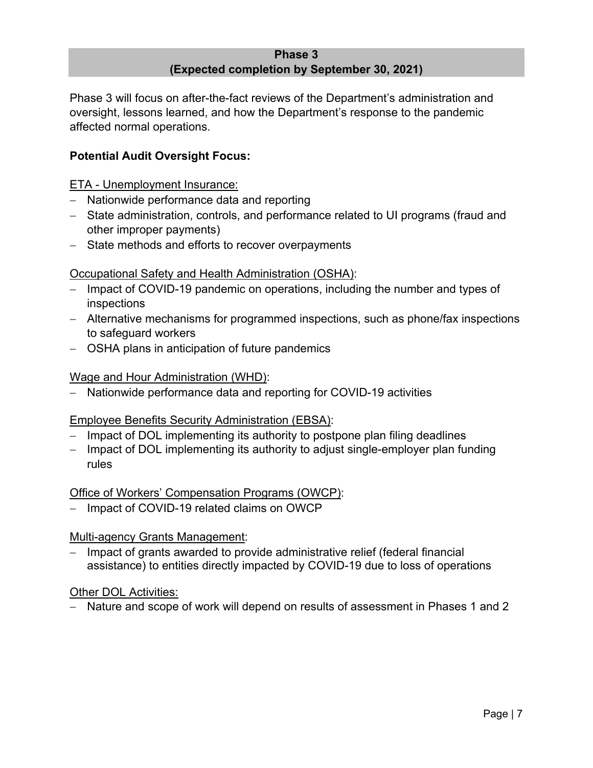## Phase 3
## (Expected completion by September 30, 2021)

Phase 3 will focus on after-the-fact reviews of the Department's administration and oversight, lessons learned, and how the Department's response to the pandemic affected normal operations.

**Potential Audit Oversight Focus:**

ETA - Unemployment Insurance:

- Nationwide performance data and reporting
- State administration, controls, and performance related to UI programs (fraud and other improper payments)
- State methods and efforts to recover overpayments

Occupational Safety and Health Administration (OSHA):

- Impact of COVID-19 pandemic on operations, including the number and types of inspections
- Alternative mechanisms for programmed inspections, such as phone/fax inspections to safeguard workers
- OSHA plans in anticipation of future pandemics

Wage and Hour Administration (WHD):

- Nationwide performance data and reporting for COVID-19 activities

Employee Benefits Security Administration (EBSA):

- Impact of DOL implementing its authority to postpone plan filing deadlines
- Impact of DOL implementing its authority to adjust single-employer plan funding rules

Office of Workers' Compensation Programs (OWCP):

- Impact of COVID-19 related claims on OWCP

Multi-agency Grants Management:

- Impact of grants awarded to provide administrative relief (federal financial assistance) to entities directly impacted by COVID-19 due to loss of operations

Other DOL Activities:

- Nature and scope of work will depend on results of assessment in Phases 1 and 2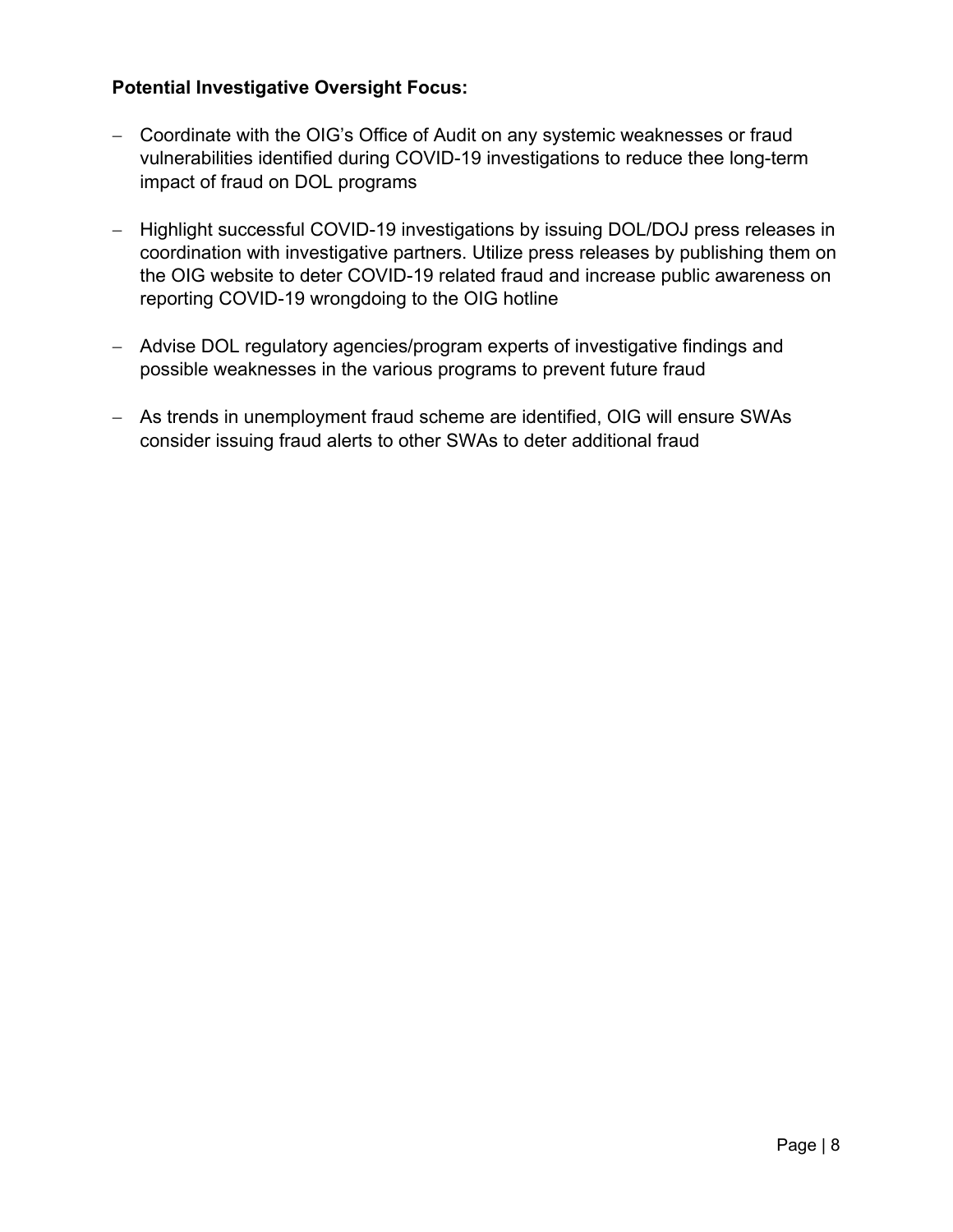**Potential Investigative Oversight Focus:**

- Coordinate with the OIG's Office of Audit on any systemic weaknesses or fraud vulnerabilities identified during COVID-19 investigations to reduce thee long-term impact of fraud on DOL programs

- Highlight successful COVID-19 investigations by issuing DOL/DOJ press releases in coordination with investigative partners. Utilize press releases by publishing them on the OIG website to deter COVID-19 related fraud and increase public awareness on reporting COVID-19 wrongdoing to the OIG hotline

- Advise DOL regulatory agencies/program experts of investigative findings and possible weaknesses in the various programs to prevent future fraud

- As trends in unemployment fraud scheme are identified, OIG will ensure SWAs consider issuing fraud alerts to other SWAs to deter additional fraud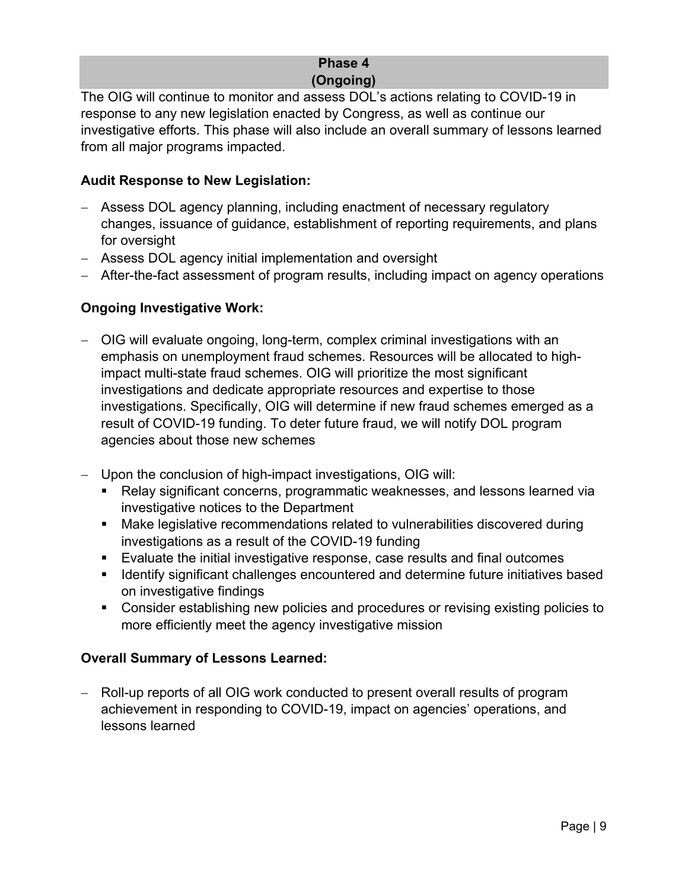## Phase 4
## (Ongoing)

The OIG will continue to monitor and assess DOL's actions relating to COVID-19 in response to any new legislation enacted by Congress, as well as continue our investigative efforts. This phase will also include an overall summary of lessons learned from all major programs impacted.

**Audit Response to New Legislation:**

- Assess DOL agency planning, including enactment of necessary regulatory changes, issuance of guidance, establishment of reporting requirements, and plans for oversight
- Assess DOL agency initial implementation and oversight
- After-the-fact assessment of program results, including impact on agency operations

**Ongoing Investigative Work:**

- OIG will evaluate ongoing, long-term, complex criminal investigations with an emphasis on unemployment fraud schemes. Resources will be allocated to high-impact multi-state fraud schemes. OIG will prioritize the most significant investigations and dedicate appropriate resources and expertise to those investigations. Specifically, OIG will determine if new fraud schemes emerged as a result of COVID-19 funding. To deter future fraud, we will notify DOL program agencies about those new schemes

- Upon the conclusion of high-impact investigations, OIG will:
  - Relay significant concerns, programmatic weaknesses, and lessons learned via investigative notices to the Department
  - Make legislative recommendations related to vulnerabilities discovered during investigations as a result of the COVID-19 funding
  - Evaluate the initial investigative response, case results and final outcomes
  - Identify significant challenges encountered and determine future initiatives based on investigative findings
  - Consider establishing new policies and procedures or revising existing policies to more efficiently meet the agency investigative mission

**Overall Summary of Lessons Learned:**

- Roll-up reports of all OIG work conducted to present overall results of program achievement in responding to COVID-19, impact on agencies' operations, and lessons learned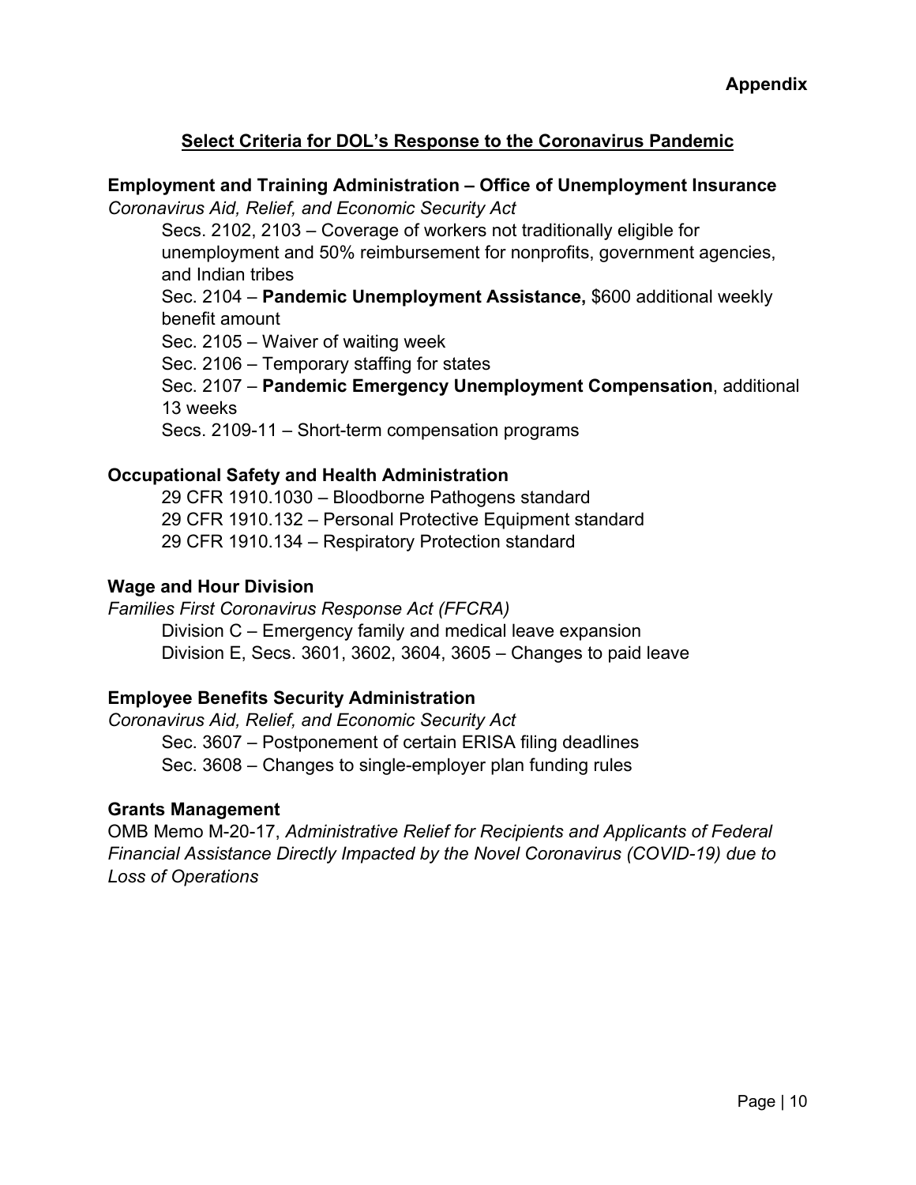**Appendix**

## Select Criteria for DOL's Response to the Coronavirus Pandemic

### Employment and Training Administration – Office of Unemployment Insurance

*Coronavirus Aid, Relief, and Economic Security Act*

Secs. 2102, 2103 – Coverage of workers not traditionally eligible for unemployment and 50% reimbursement for nonprofits, government agencies, and Indian tribes

Sec. 2104 – **Pandemic Unemployment Assistance,** $600 additional weekly benefit amount

Sec. 2105 – Waiver of waiting week

Sec. 2106 – Temporary staffing for states

Sec. 2107 – **Pandemic Emergency Unemployment Compensation**, additional 13 weeks

Secs. 2109-11 – Short-term compensation programs

### Occupational Safety and Health Administration

29 CFR 1910.1030 – Bloodborne Pathogens standard

29 CFR 1910.132 – Personal Protective Equipment standard

29 CFR 1910.134 – Respiratory Protection standard

### Wage and Hour Division

*Families First Coronavirus Response Act (FFCRA)*

Division C – Emergency family and medical leave expansion

Division E, Secs. 3601, 3602, 3604, 3605 – Changes to paid leave

### Employee Benefits Security Administration

*Coronavirus Aid, Relief, and Economic Security Act*

Sec. 3607 – Postponement of certain ERISA filing deadlines

Sec. 3608 – Changes to single-employer plan funding rules

### Grants Management

OMB Memo M-20-17, *Administrative Relief for Recipients and Applicants of Federal Financial Assistance Directly Impacted by the Novel Coronavirus (COVID-19) due to Loss of Operations*